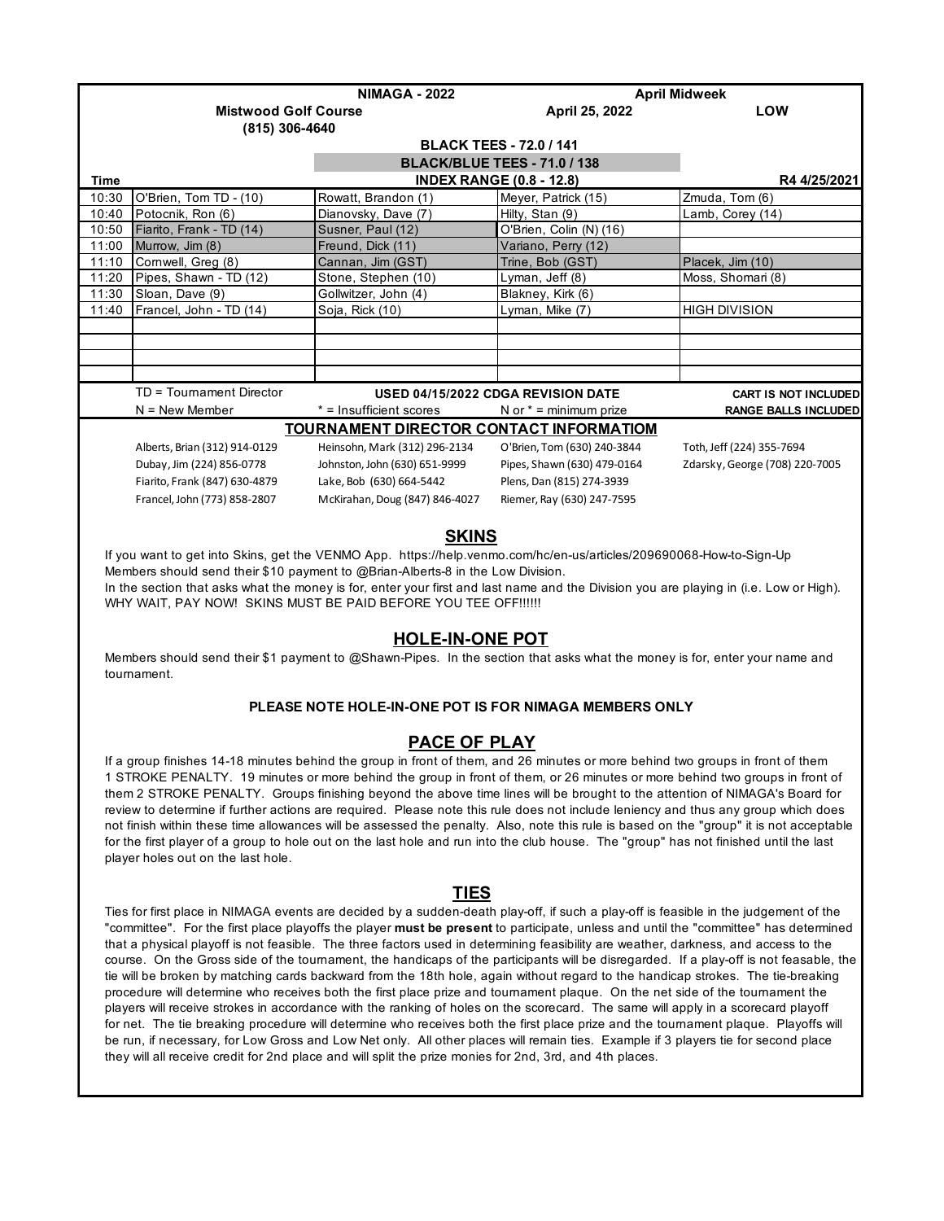| | NIMAGA - 2022 | | April Midweek | |
|---|---|---|---|---|
| | Mistwood Golf Course (815) 306-4640 | | April 25, 2022 | LOW |
| | | BLACK TEES - 72.0 / 141 | | |
| | | BLACK/BLUE TEES - 71.0 / 138 | | |
| Time | | INDEX RANGE (0.8 - 12.8) | | R4 4/25/2021 |
| 10:30 | O'Brien, Tom TD - (10) | Rowatt, Brandon (1) | Meyer, Patrick (15) | Zmuda, Tom (6) |
| 10:40 | Potocnik, Ron (6) | Dianovsky, Dave (7) | Hilty, Stan (9) | Lamb, Corey (14) |
| 10:50 | Fiarito, Frank - TD (14) | Susner, Paul (12) | O'Brien, Colin (N) (16) | |
| 11:00 | Murrow, Jim (8) | Freund, Dick (11) | Variano, Perry (12) | |
| 11:10 | Cornwell, Greg (8) | Cannan, Jim (GST) | Trine, Bob (GST) | Placek, Jim (10) |
| 11:20 | Pipes, Shawn - TD (12) | Stone, Stephen (10) | Lyman, Jeff (8) | Moss, Shomari (8) |
| 11:30 | Sloan, Dave (9) | Gollwitzer, John (4) | Blakney, Kirk (6) | |
| 11:40 | Francel, John - TD (14) | Soja, Rick (10) | Lyman, Mike (7) | HIGH DIVISION |
| | | | | |
| | | | | |
| | | | | |
| | | | | |
| | TD = Tournament Director | USED 04/15/2022 CDGA REVISION DATE | | CART IS NOT INCLUDED |
| | N = New Member | * = Insufficient scores | N or * = minimum prize | RANGE BALLS INCLUDED |

## TOURNAMENT DIRECTOR CONTACT INFORMATIOM

| | | | |
|---|---|---|---|
| Alberts, Brian (312) 914-0129 | Heinsohn, Mark (312) 296-2134 | O'Brien, Tom (630) 240-3844 | Toth, Jeff (224) 355-7694 |
| Dubay, Jim (224) 856-0778 | Johnston, John (630) 651-9999 | Pipes, Shawn (630) 479-0164 | Zdarsky, George (708) 220-7005 |
| Fiarito, Frank (847) 630-4879 | Lake, Bob (630) 664-5442 | Plens, Dan (815) 274-3939 | |
| Francel, John (773) 858-2807 | McKirahan, Doug (847) 846-4027 | Riemer, Ray (630) 247-7595 | |

## SKINS

If you want to get into Skins, get the VENMO App. https://help.venmo.com/hc/en-us/articles/209690068-How-to-Sign-Up
Members should send their $10 payment to @Brian-Alberts-8 in the Low Division.
In the section that asks what the money is for, enter your first and last name and the Division you are playing in (i.e. Low or High).
WHY WAIT, PAY NOW! SKINS MUST BE PAID BEFORE YOU TEE OFF!!!!!!

## HOLE-IN-ONE POT

Members should send their $1 payment to @Shawn-Pipes. In the section that asks what the money is for, enter your name and tournament.

**PLEASE NOTE HOLE-IN-ONE POT IS FOR NIMAGA MEMBERS ONLY**

## PACE OF PLAY

If a group finishes 14-18 minutes behind the group in front of them, and 26 minutes or more behind two groups in front of them 1 STROKE PENALTY. 19 minutes or more behind the group in front of them, or 26 minutes or more behind two groups in front of them 2 STROKE PENALTY. Groups finishing beyond the above time lines will be brought to the attention of NIMAGA's Board for review to determine if further actions are required. Please note this rule does not include leniency and thus any group which does not finish within these time allowances will be assessed the penalty. Also, note this rule is based on the "group" it is not acceptable for the first player of a group to hole out on the last hole and run into the club house. The "group" has not finished until the last player holes out on the last hole.

## TIES

Ties for first place in NIMAGA events are decided by a sudden-death play-off, if such a play-off is feasible in the judgement of the "committee". For the first place playoffs the player **must be present** to participate, unless and until the "committee" has determined that a physical playoff is not feasible. The three factors used in determining feasibility are weather, darkness, and access to the course. On the Gross side of the tournament, the handicaps of the participants will be disregarded. If a play-off is not feasable, the tie will be broken by matching cards backward from the 18th hole, again without regard to the handicap strokes. The tie-breaking procedure will determine who receives both the first place prize and tournament plaque. On the net side of the tournament the players will receive strokes in accordance with the ranking of holes on the scorecard. The same will apply in a scorecard playoff for net. The tie breaking procedure will determine who receives both the first place prize and the tournament plaque. Playoffs will be run, if necessary, for Low Gross and Low Net only. All other places will remain ties. Example if 3 players tie for second place they will all receive credit for 2nd place and will split the prize monies for 2nd, 3rd, and 4th places.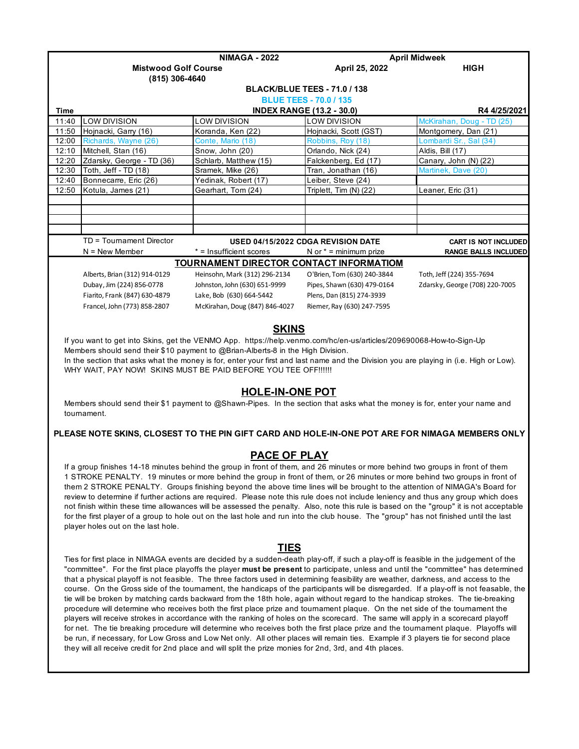| | | | | |
|---|---|---|---|---|
| | **NIMAGA - 2022** | | **April Midweek** | |
| | **Mistwood Golf Course** | | **April 25, 2022** | **HIGH** |
| | **(815) 306-4640** | | | |
| | | **BLACK/BLUE TEES - 71.0 / 138** | | |
| | | **BLUE TEES - 70.0 / 135** | | |
| **Time** | | **INDEX RANGE (13.2 - 30.0)** | | **R4 4/25/2021** |
| 11:40 | LOW DIVISION | LOW DIVISION | LOW DIVISION | McKirahan, Doug - TD (25) |
| 11:50 | Hojnacki, Garry (16) | Koranda, Ken (22) | Hojnacki, Scott (GST) | Montgomery, Dan (21) |
| 12:00 | Richards, Wayne (26) | Conte, Mario (18) | Robbins, Roy (18) | Lombardi Sr., Sal (34) |
| 12:10 | Mitchell, Stan (16) | Snow, John (20) | Orlando, Nick (24) | Aldis, Bill (17) |
| 12:20 | Zdarsky, George - TD (36) | Schlarb, Matthew (15) | Falckenberg, Ed (17) | Canary, John (N) (22) |
| 12:30 | Toth, Jeff - TD (18) | Sramek, Mike (26) | Tran, Jonathan (16) | Martinek, Dave (20) |
| 12:40 | Bonnecarre, Eric (26) | Yedinak, Robert (17) | Leiber, Steve (24) | |
| 12:50 | Kotula, James (21) | Gearhart, Tom (24) | Triplett, Tim (N) (22) | Leaner, Eric (31) |
| | | | | |
| | | | | |
| | | | | |
| | | | | |
| | TD = Tournament Director | **USED 04/15/2022 CDGA REVISION DATE** | | **CART IS NOT INCLUDED** |
| | N = New Member | * = Insufficient scores | N or * = minimum prize | **RANGE BALLS INCLUDED** |

**TOURNAMENT DIRECTOR CONTACT INFORMATIOM**

| | | | |
|---|---|---|---|
| Alberts, Brian (312) 914-0129 | Heinsohn, Mark (312) 296-2134 | O'Brien, Tom (630) 240-3844 | Toth, Jeff (224) 355-7694 |
| Dubay, Jim (224) 856-0778 | Johnston, John (630) 651-9999 | Pipes, Shawn (630) 479-0164 | Zdarsky, George (708) 220-7005 |
| Fiarito, Frank (847) 630-4879 | Lake, Bob (630) 664-5442 | Plens, Dan (815) 274-3939 | |
| Francel, John (773) 858-2807 | McKirahan, Doug (847) 846-4027 | Riemer, Ray (630) 247-7595 | |

## SKINS

If you want to get into Skins, get the VENMO App. https://help.venmo.com/hc/en-us/articles/209690068-How-to-Sign-Up
Members should send their $10 payment to @Brian-Alberts-8 in the High Division.
In the section that asks what the money is for, enter your first and last name and the Division you are playing in (i.e. High or Low).
WHY WAIT, PAY NOW! SKINS MUST BE PAID BEFORE YOU TEE OFF!!!!!!

## HOLE-IN-ONE POT

Members should send their $1 payment to @Shawn-Pipes. In the section that asks what the money is for, enter your name and tournament.

**PLEASE NOTE SKINS, CLOSEST TO THE PIN GIFT CARD AND HOLE-IN-ONE POT ARE FOR NIMAGA MEMBERS ONLY**

## PACE OF PLAY

If a group finishes 14-18 minutes behind the group in front of them, and 26 minutes or more behind two groups in front of them 1 STROKE PENALTY. 19 minutes or more behind the group in front of them, or 26 minutes or more behind two groups in front of them 2 STROKE PENALTY. Groups finishing beyond the above time lines will be brought to the attention of NIMAGA's Board for review to determine if further actions are required. Please note this rule does not include leniency and thus any group which does not finish within these time allowances will be assessed the penalty. Also, note this rule is based on the "group" it is not acceptable for the first player of a group to hole out on the last hole and run into the club house. The "group" has not finished until the last player holes out on the last hole.

## TIES

Ties for first place in NIMAGA events are decided by a sudden-death play-off, if such a play-off is feasible in the judgement of the "committee". For the first place playoffs the player **must be present** to participate, unless and until the "committee" has determined that a physical playoff is not feasible. The three factors used in determining feasibility are weather, darkness, and access to the course. On the Gross side of the tournament, the handicaps of the participants will be disregarded. If a play-off is not feasable, the tie will be broken by matching cards backward from the 18th hole, again without regard to the handicap strokes. The tie-breaking procedure will determine who receives both the first place prize and tournament plaque. On the net side of the tournament the players will receive strokes in accordance with the ranking of holes on the scorecard. The same will apply in a scorecard playoff for net. The tie breaking procedure will determine who receives both the first place prize and the tournament plaque. Playoffs will be run, if necessary, for Low Gross and Low Net only. All other places will remain ties. Example if 3 players tie for second place they will all receive credit for 2nd place and will split the prize monies for 2nd, 3rd, and 4th places.